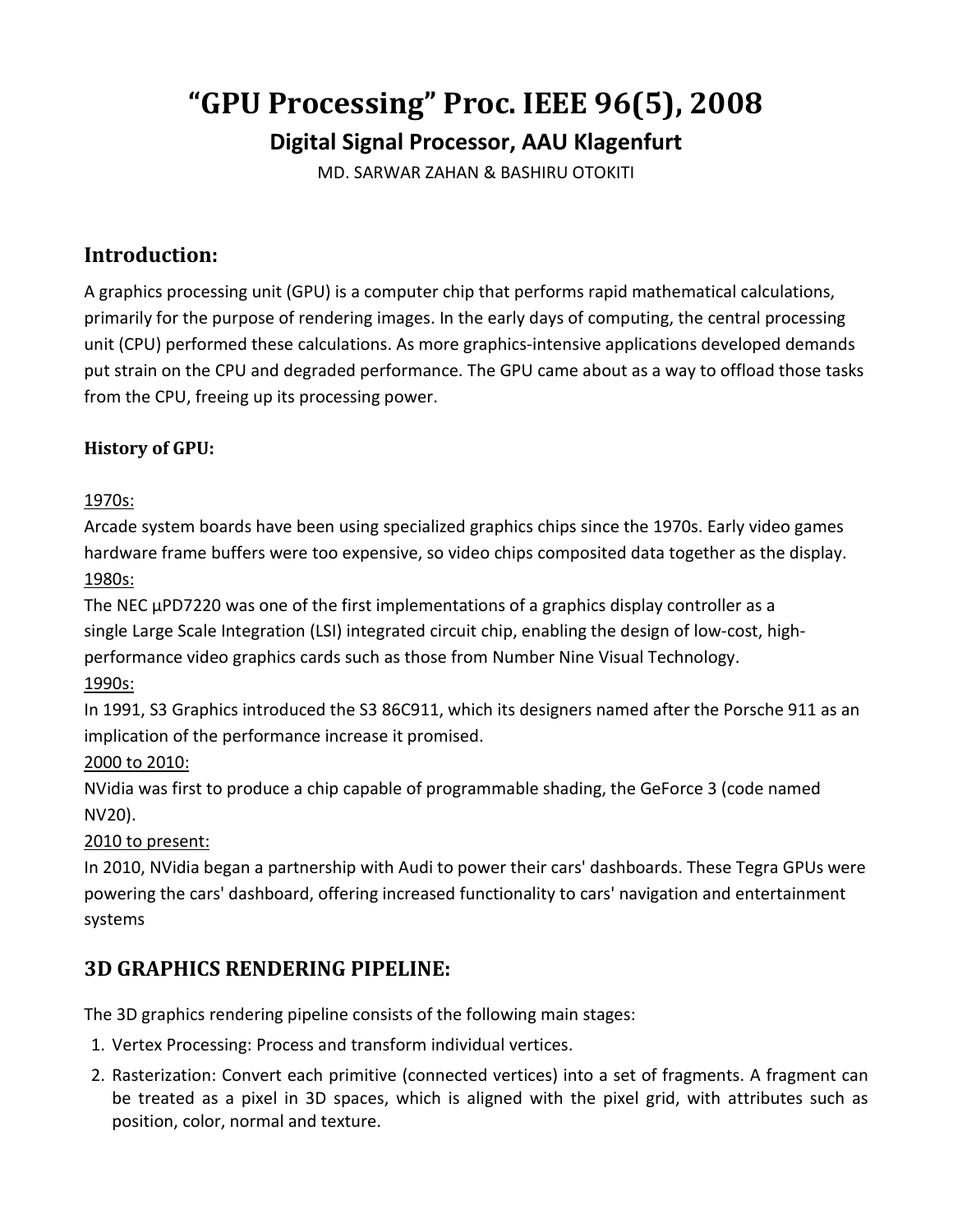# "GPU Processing" Proc. IEEE 96(5), 2008

## Digital Signal Processor, AAU Klagenfurt

MD. SARWAR ZAHAN & BASHIRU OTOKITI

## Introduction:

A graphics processing unit (GPU) is a computer chip that performs rapid mathematical calculations, primarily for the purpose of rendering images. In the early days of computing, the central processing unit (CPU) performed these calculations. As more graphics-intensive applications developed demands put strain on the CPU and degraded performance. The GPU came about as a way to offload those tasks from the CPU, freeing up its processing power.

### History of GPU:

1970s:
Arcade system boards have been using specialized graphics chips since the 1970s. Early video games hardware frame buffers were too expensive, so video chips composited data together as the display.

1980s:
The NEC µPD7220 was one of the first implementations of a graphics display controller as a single Large Scale Integration (LSI) integrated circuit chip, enabling the design of low-cost, high-performance video graphics cards such as those from Number Nine Visual Technology.

1990s:
In 1991, S3 Graphics introduced the S3 86C911, which its designers named after the Porsche 911 as an implication of the performance increase it promised.

2000 to 2010:
NVidia was first to produce a chip capable of programmable shading, the GeForce 3 (code named NV20).

2010 to present:
In 2010, NVidia began a partnership with Audi to power their cars' dashboards. These Tegra GPUs were powering the cars' dashboard, offering increased functionality to cars' navigation and entertainment systems

## 3D GRAPHICS RENDERING PIPELINE:

The 3D graphics rendering pipeline consists of the following main stages:

1. Vertex Processing: Process and transform individual vertices.
2. Rasterization: Convert each primitive (connected vertices) into a set of fragments. A fragment can be treated as a pixel in 3D spaces, which is aligned with the pixel grid, with attributes such as position, color, normal and texture.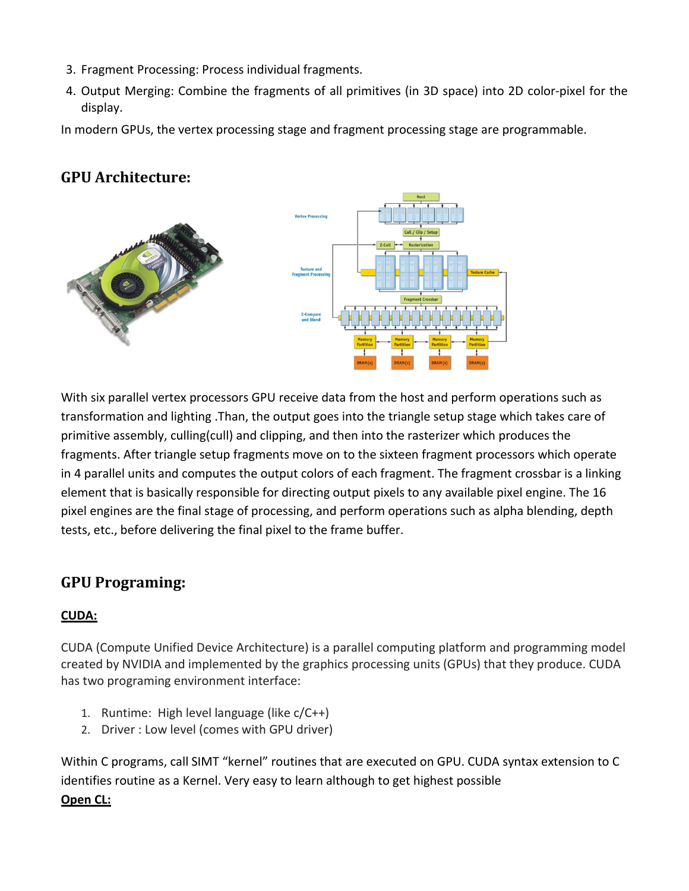3. Fragment Processing: Process individual fragments.
4. Output Merging: Combine the fragments of all primitives (in 3D space) into 2D color-pixel for the display.

In modern GPUs, the vertex processing stage and fragment processing stage are programmable.

## GPU Architecture:

With six parallel vertex processors GPU receive data from the host and perform operations such as transformation and lighting .Than, the output goes into the triangle setup stage which takes care of primitive assembly, culling(cull) and clipping, and then into the rasterizer which produces the fragments. After triangle setup fragments move on to the sixteen fragment processors which operate in 4 parallel units and computes the output colors of each fragment. The fragment crossbar is a linking element that is basically responsible for directing output pixels to any available pixel engine. The 16 pixel engines are the final stage of processing, and perform operations such as alpha blending, depth tests, etc., before delivering the final pixel to the frame buffer.

## GPU Programing:

### CUDA:

CUDA (Compute Unified Device Architecture) is a parallel computing platform and programming model created by NVIDIA and implemented by the graphics processing units (GPUs) that they produce. CUDA has two programing environment interface:

1. Runtime: High level language (like c/C++)
2. Driver : Low level (comes with GPU driver)

Within C programs, call SIMT "kernel" routines that are executed on GPU. CUDA syntax extension to C identifies routine as a Kernel. Very easy to learn although to get highest possible

### Open CL: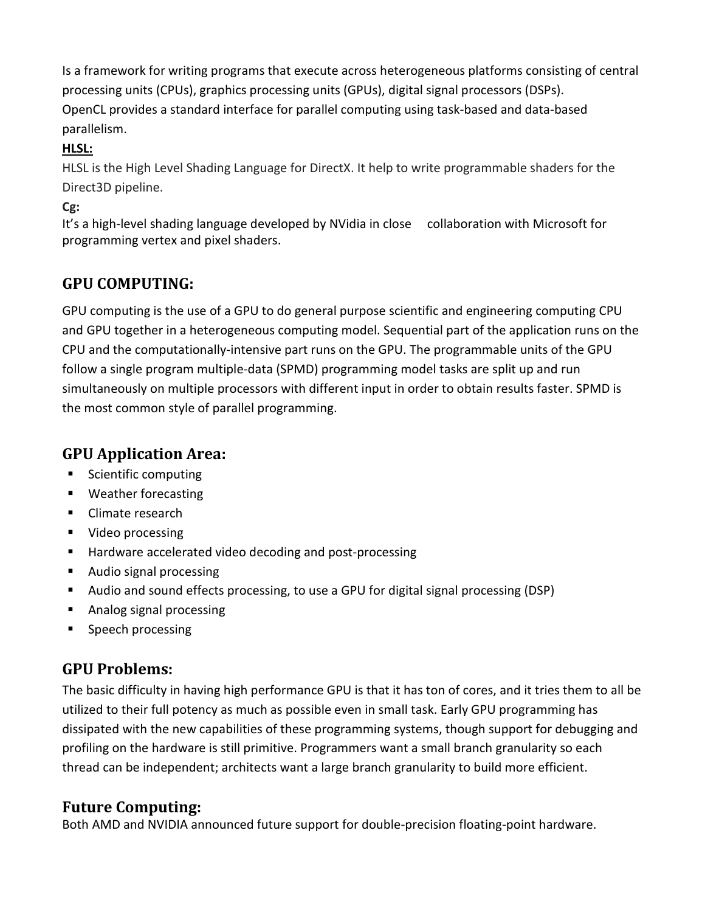Is a framework for writing programs that execute across heterogeneous platforms consisting of central processing units (CPUs), graphics processing units (GPUs), digital signal processors (DSPs).
OpenCL provides a standard interface for parallel computing using task-based and data-based parallelism.

**HLSL:**

HLSL is the High Level Shading Language for DirectX. It help to write programmable shaders for the Direct3D pipeline.

**Cg:**

It's a high-level shading language developed by NVidia in close collaboration with Microsoft for programming vertex and pixel shaders.

## GPU COMPUTING:

GPU computing is the use of a GPU to do general purpose scientific and engineering computing CPU and GPU together in a heterogeneous computing model. Sequential part of the application runs on the CPU and the computationally-intensive part runs on the GPU. The programmable units of the GPU follow a single program multiple-data (SPMD) programming model tasks are split up and run simultaneously on multiple processors with different input in order to obtain results faster. SPMD is the most common style of parallel programming.

## GPU Application Area:

- Scientific computing
- Weather forecasting
- Climate research
- Video processing
- Hardware accelerated video decoding and post-processing
- Audio signal processing
- Audio and sound effects processing, to use a GPU for digital signal processing (DSP)
- Analog signal processing
- Speech processing

## GPU Problems:

The basic difficulty in having high performance GPU is that it has ton of cores, and it tries them to all be utilized to their full potency as much as possible even in small task. Early GPU programming has dissipated with the new capabilities of these programming systems, though support for debugging and profiling on the hardware is still primitive. Programmers want a small branch granularity so each thread can be independent; architects want a large branch granularity to build more efficient.

## Future Computing:

Both AMD and NVIDIA announced future support for double-precision floating-point hardware.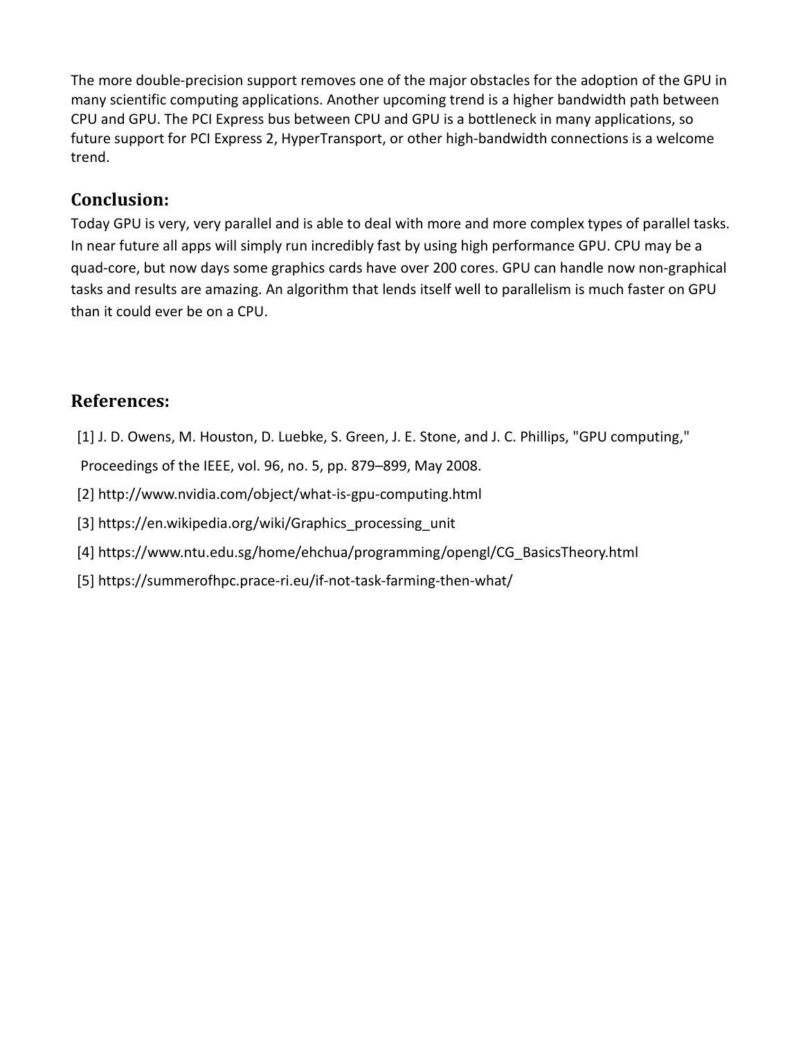The more double-precision support removes one of the major obstacles for the adoption of the GPU in many scientific computing applications. Another upcoming trend is a higher bandwidth path between CPU and GPU. The PCI Express bus between CPU and GPU is a bottleneck in many applications, so future support for PCI Express 2, HyperTransport, or other high-bandwidth connections is a welcome trend.

## Conclusion:

Today GPU is very, very parallel and is able to deal with more and more complex types of parallel tasks. In near future all apps will simply run incredibly fast by using high performance GPU. CPU may be a quad-core, but now days some graphics cards have over 200 cores. GPU can handle now non-graphical tasks and results are amazing. An algorithm that lends itself well to parallelism is much faster on GPU than it could ever be on a CPU.

## References:

[1] J. D. Owens, M. Houston, D. Luebke, S. Green, J. E. Stone, and J. C. Phillips, "GPU computing," Proceedings of the IEEE, vol. 96, no. 5, pp. 879–899, May 2008.

[2] http://www.nvidia.com/object/what-is-gpu-computing.html

[3] https://en.wikipedia.org/wiki/Graphics_processing_unit

[4] https://www.ntu.edu.sg/home/ehchua/programming/opengl/CG_BasicsTheory.html

[5] https://summerofhpc.prace-ri.eu/if-not-task-farming-then-what/